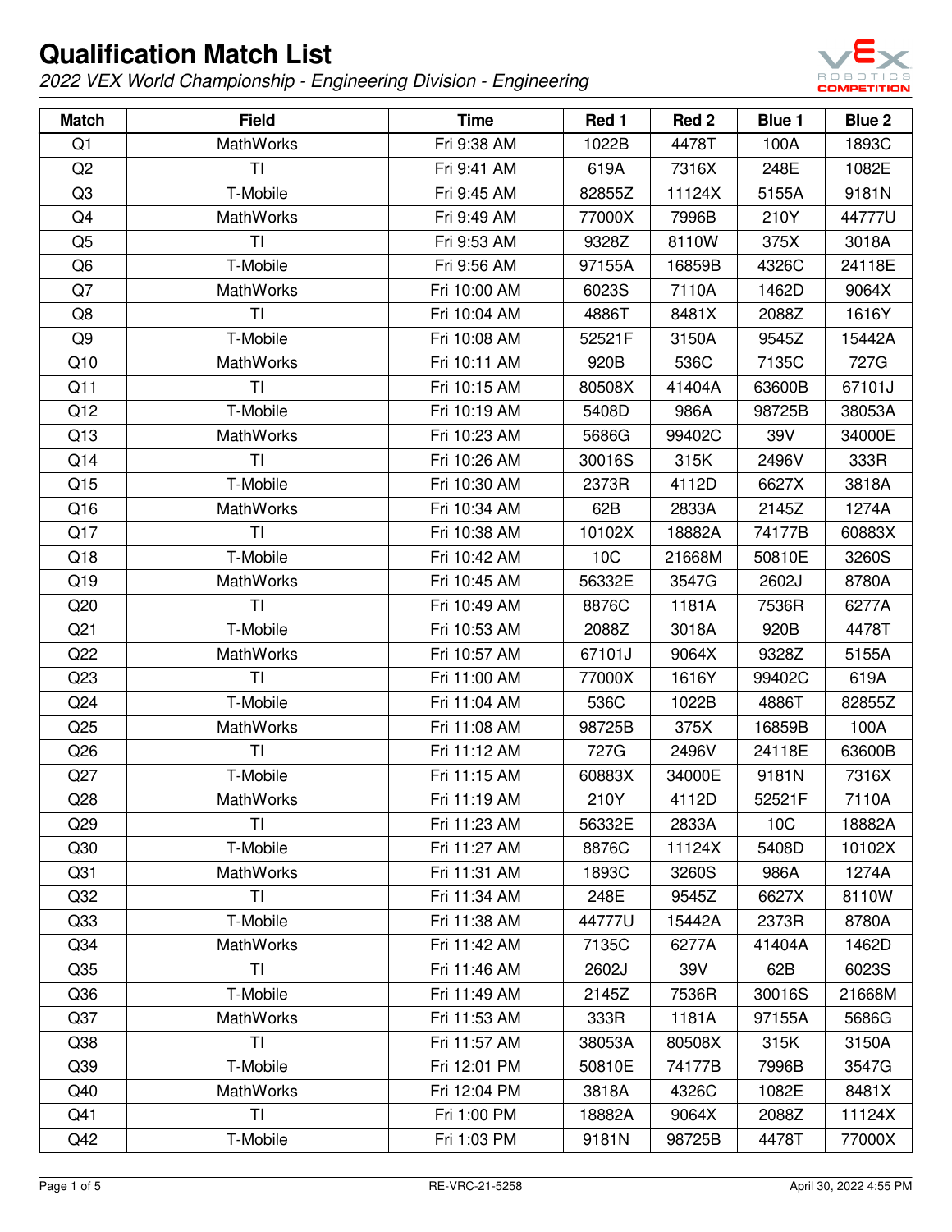# Qualification Match List

*2022 VEX World Championship - Engineering Division - Engineering*

| Match | Field | Time | Red 1 | Red 2 | Blue 1 | Blue 2 |
|---|---|---|---|---|---|---|
| Q1 | MathWorks | Fri 9:38 AM | 1022B | 4478T | 100A | 1893C |
| Q2 | TI | Fri 9:41 AM | 619A | 7316X | 248E | 1082E |
| Q3 | T-Mobile | Fri 9:45 AM | 82855Z | 11124X | 5155A | 9181N |
| Q4 | MathWorks | Fri 9:49 AM | 77000X | 7996B | 210Y | 44777U |
| Q5 | TI | Fri 9:53 AM | 9328Z | 8110W | 375X | 3018A |
| Q6 | T-Mobile | Fri 9:56 AM | 97155A | 16859B | 4326C | 24118E |
| Q7 | MathWorks | Fri 10:00 AM | 6023S | 7110A | 1462D | 9064X |
| Q8 | TI | Fri 10:04 AM | 4886T | 8481X | 2088Z | 1616Y |
| Q9 | T-Mobile | Fri 10:08 AM | 52521F | 3150A | 9545Z | 15442A |
| Q10 | MathWorks | Fri 10:11 AM | 920B | 536C | 7135C | 727G |
| Q11 | TI | Fri 10:15 AM | 80508X | 41404A | 63600B | 67101J |
| Q12 | T-Mobile | Fri 10:19 AM | 5408D | 986A | 98725B | 38053A |
| Q13 | MathWorks | Fri 10:23 AM | 5686G | 99402C | 39V | 34000E |
| Q14 | TI | Fri 10:26 AM | 30016S | 315K | 2496V | 333R |
| Q15 | T-Mobile | Fri 10:30 AM | 2373R | 4112D | 6627X | 3818A |
| Q16 | MathWorks | Fri 10:34 AM | 62B | 2833A | 2145Z | 1274A |
| Q17 | TI | Fri 10:38 AM | 10102X | 18882A | 74177B | 60883X |
| Q18 | T-Mobile | Fri 10:42 AM | 10C | 21668M | 50810E | 3260S |
| Q19 | MathWorks | Fri 10:45 AM | 56332E | 3547G | 2602J | 8780A |
| Q20 | TI | Fri 10:49 AM | 8876C | 1181A | 7536R | 6277A |
| Q21 | T-Mobile | Fri 10:53 AM | 2088Z | 3018A | 920B | 4478T |
| Q22 | MathWorks | Fri 10:57 AM | 67101J | 9064X | 9328Z | 5155A |
| Q23 | TI | Fri 11:00 AM | 77000X | 1616Y | 99402C | 619A |
| Q24 | T-Mobile | Fri 11:04 AM | 536C | 1022B | 4886T | 82855Z |
| Q25 | MathWorks | Fri 11:08 AM | 98725B | 375X | 16859B | 100A |
| Q26 | TI | Fri 11:12 AM | 727G | 2496V | 24118E | 63600B |
| Q27 | T-Mobile | Fri 11:15 AM | 60883X | 34000E | 9181N | 7316X |
| Q28 | MathWorks | Fri 11:19 AM | 210Y | 4112D | 52521F | 7110A |
| Q29 | TI | Fri 11:23 AM | 56332E | 2833A | 10C | 18882A |
| Q30 | T-Mobile | Fri 11:27 AM | 8876C | 11124X | 5408D | 10102X |
| Q31 | MathWorks | Fri 11:31 AM | 1893C | 3260S | 986A | 1274A |
| Q32 | TI | Fri 11:34 AM | 248E | 9545Z | 6627X | 8110W |
| Q33 | T-Mobile | Fri 11:38 AM | 44777U | 15442A | 2373R | 8780A |
| Q34 | MathWorks | Fri 11:42 AM | 7135C | 6277A | 41404A | 1462D |
| Q35 | TI | Fri 11:46 AM | 2602J | 39V | 62B | 6023S |
| Q36 | T-Mobile | Fri 11:49 AM | 2145Z | 7536R | 30016S | 21668M |
| Q37 | MathWorks | Fri 11:53 AM | 333R | 1181A | 97155A | 5686G |
| Q38 | TI | Fri 11:57 AM | 38053A | 80508X | 315K | 3150A |
| Q39 | T-Mobile | Fri 12:01 PM | 50810E | 74177B | 7996B | 3547G |
| Q40 | MathWorks | Fri 12:04 PM | 3818A | 4326C | 1082E | 8481X |
| Q41 | TI | Fri 1:00 PM | 18882A | 9064X | 2088Z | 11124X |
| Q42 | T-Mobile | Fri 1:03 PM | 9181N | 98725B | 4478T | 77000X |

RE-VRC-21-5258

April 30, 2022 4:55 PM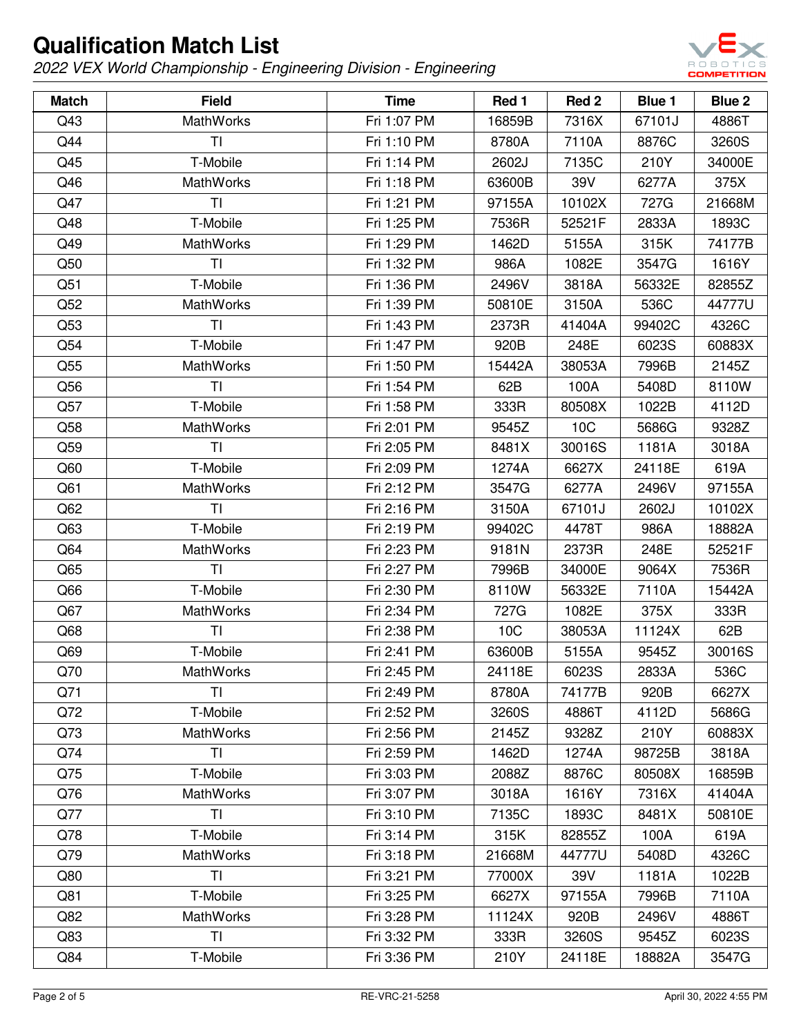# Qualification Match List

*2022 VEX World Championship - Engineering Division - Engineering*

| Match | Field | Time | Red 1 | Red 2 | Blue 1 | Blue 2 |
|---|---|---|---|---|---|---|
| Q43 | MathWorks | Fri 1:07 PM | 16859B | 7316X | 67101J | 4886T |
| Q44 | TI | Fri 1:10 PM | 8780A | 7110A | 8876C | 3260S |
| Q45 | T-Mobile | Fri 1:14 PM | 2602J | 7135C | 210Y | 34000E |
| Q46 | MathWorks | Fri 1:18 PM | 63600B | 39V | 6277A | 375X |
| Q47 | TI | Fri 1:21 PM | 97155A | 10102X | 727G | 21668M |
| Q48 | T-Mobile | Fri 1:25 PM | 7536R | 52521F | 2833A | 1893C |
| Q49 | MathWorks | Fri 1:29 PM | 1462D | 5155A | 315K | 74177B |
| Q50 | TI | Fri 1:32 PM | 986A | 1082E | 3547G | 1616Y |
| Q51 | T-Mobile | Fri 1:36 PM | 2496V | 3818A | 56332E | 82855Z |
| Q52 | MathWorks | Fri 1:39 PM | 50810E | 3150A | 536C | 44777U |
| Q53 | TI | Fri 1:43 PM | 2373R | 41404A | 99402C | 4326C |
| Q54 | T-Mobile | Fri 1:47 PM | 920B | 248E | 6023S | 60883X |
| Q55 | MathWorks | Fri 1:50 PM | 15442A | 38053A | 7996B | 2145Z |
| Q56 | TI | Fri 1:54 PM | 62B | 100A | 5408D | 8110W |
| Q57 | T-Mobile | Fri 1:58 PM | 333R | 80508X | 1022B | 4112D |
| Q58 | MathWorks | Fri 2:01 PM | 9545Z | 10C | 5686G | 9328Z |
| Q59 | TI | Fri 2:05 PM | 8481X | 30016S | 1181A | 3018A |
| Q60 | T-Mobile | Fri 2:09 PM | 1274A | 6627X | 24118E | 619A |
| Q61 | MathWorks | Fri 2:12 PM | 3547G | 6277A | 2496V | 97155A |
| Q62 | TI | Fri 2:16 PM | 3150A | 67101J | 2602J | 10102X |
| Q63 | T-Mobile | Fri 2:19 PM | 99402C | 4478T | 986A | 18882A |
| Q64 | MathWorks | Fri 2:23 PM | 9181N | 2373R | 248E | 52521F |
| Q65 | TI | Fri 2:27 PM | 7996B | 34000E | 9064X | 7536R |
| Q66 | T-Mobile | Fri 2:30 PM | 8110W | 56332E | 7110A | 15442A |
| Q67 | MathWorks | Fri 2:34 PM | 727G | 1082E | 375X | 333R |
| Q68 | TI | Fri 2:38 PM | 10C | 38053A | 11124X | 62B |
| Q69 | T-Mobile | Fri 2:41 PM | 63600B | 5155A | 9545Z | 30016S |
| Q70 | MathWorks | Fri 2:45 PM | 24118E | 6023S | 2833A | 536C |
| Q71 | TI | Fri 2:49 PM | 8780A | 74177B | 920B | 6627X |
| Q72 | T-Mobile | Fri 2:52 PM | 3260S | 4886T | 4112D | 5686G |
| Q73 | MathWorks | Fri 2:56 PM | 2145Z | 9328Z | 210Y | 60883X |
| Q74 | TI | Fri 2:59 PM | 1462D | 1274A | 98725B | 3818A |
| Q75 | T-Mobile | Fri 3:03 PM | 2088Z | 8876C | 80508X | 16859B |
| Q76 | MathWorks | Fri 3:07 PM | 3018A | 1616Y | 7316X | 41404A |
| Q77 | TI | Fri 3:10 PM | 7135C | 1893C | 8481X | 50810E |
| Q78 | T-Mobile | Fri 3:14 PM | 315K | 82855Z | 100A | 619A |
| Q79 | MathWorks | Fri 3:18 PM | 21668M | 44777U | 5408D | 4326C |
| Q80 | TI | Fri 3:21 PM | 77000X | 39V | 1181A | 1022B |
| Q81 | T-Mobile | Fri 3:25 PM | 6627X | 97155A | 7996B | 7110A |
| Q82 | MathWorks | Fri 3:28 PM | 11124X | 920B | 2496V | 4886T |
| Q83 | TI | Fri 3:32 PM | 333R | 3260S | 9545Z | 6023S |
| Q84 | T-Mobile | Fri 3:36 PM | 210Y | 24118E | 18882A | 3547G |

RE-VRC-21-5258

April 30, 2022 4:55 PM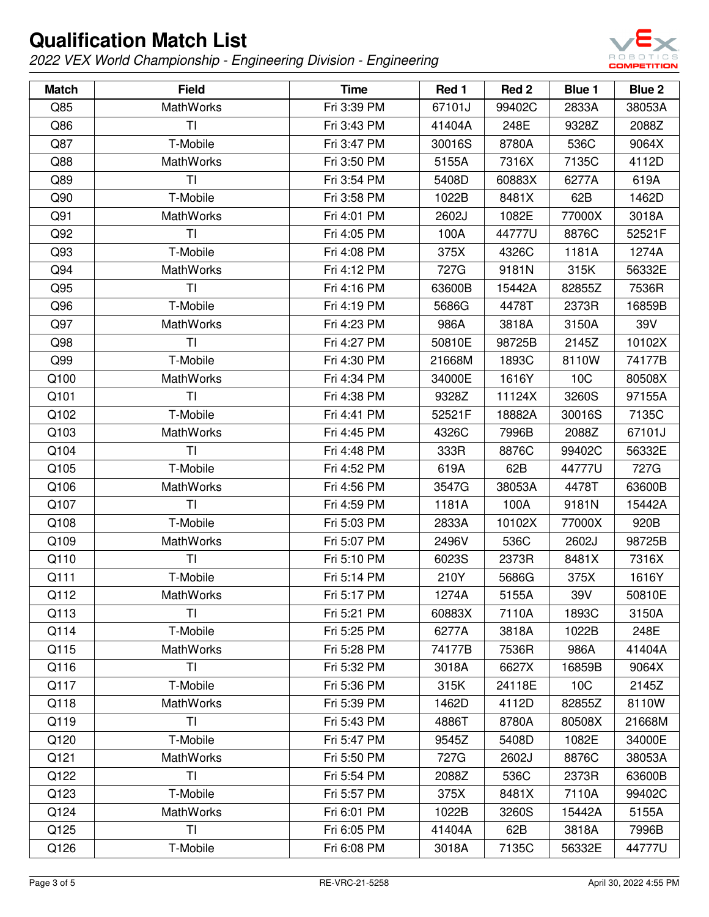# Qualification Match List

*2022 VEX World Championship - Engineering Division - Engineering*

| Match | Field | Time | Red 1 | Red 2 | Blue 1 | Blue 2 |
|---|---|---|---|---|---|---|
| Q85 | MathWorks | Fri 3:39 PM | 67101J | 99402C | 2833A | 38053A |
| Q86 | TI | Fri 3:43 PM | 41404A | 248E | 9328Z | 2088Z |
| Q87 | T-Mobile | Fri 3:47 PM | 30016S | 8780A | 536C | 9064X |
| Q88 | MathWorks | Fri 3:50 PM | 5155A | 7316X | 7135C | 4112D |
| Q89 | TI | Fri 3:54 PM | 5408D | 60883X | 6277A | 619A |
| Q90 | T-Mobile | Fri 3:58 PM | 1022B | 8481X | 62B | 1462D |
| Q91 | MathWorks | Fri 4:01 PM | 2602J | 1082E | 77000X | 3018A |
| Q92 | TI | Fri 4:05 PM | 100A | 44777U | 8876C | 52521F |
| Q93 | T-Mobile | Fri 4:08 PM | 375X | 4326C | 1181A | 1274A |
| Q94 | MathWorks | Fri 4:12 PM | 727G | 9181N | 315K | 56332E |
| Q95 | TI | Fri 4:16 PM | 63600B | 15442A | 82855Z | 7536R |
| Q96 | T-Mobile | Fri 4:19 PM | 5686G | 4478T | 2373R | 16859B |
| Q97 | MathWorks | Fri 4:23 PM | 986A | 3818A | 3150A | 39V |
| Q98 | TI | Fri 4:27 PM | 50810E | 98725B | 2145Z | 10102X |
| Q99 | T-Mobile | Fri 4:30 PM | 21668M | 1893C | 8110W | 74177B |
| Q100 | MathWorks | Fri 4:34 PM | 34000E | 1616Y | 10C | 80508X |
| Q101 | TI | Fri 4:38 PM | 9328Z | 11124X | 3260S | 97155A |
| Q102 | T-Mobile | Fri 4:41 PM | 52521F | 18882A | 30016S | 7135C |
| Q103 | MathWorks | Fri 4:45 PM | 4326C | 7996B | 2088Z | 67101J |
| Q104 | TI | Fri 4:48 PM | 333R | 8876C | 99402C | 56332E |
| Q105 | T-Mobile | Fri 4:52 PM | 619A | 62B | 44777U | 727G |
| Q106 | MathWorks | Fri 4:56 PM | 3547G | 38053A | 4478T | 63600B |
| Q107 | TI | Fri 4:59 PM | 1181A | 100A | 9181N | 15442A |
| Q108 | T-Mobile | Fri 5:03 PM | 2833A | 10102X | 77000X | 920B |
| Q109 | MathWorks | Fri 5:07 PM | 2496V | 536C | 2602J | 98725B |
| Q110 | TI | Fri 5:10 PM | 6023S | 2373R | 8481X | 7316X |
| Q111 | T-Mobile | Fri 5:14 PM | 210Y | 5686G | 375X | 1616Y |
| Q112 | MathWorks | Fri 5:17 PM | 1274A | 5155A | 39V | 50810E |
| Q113 | TI | Fri 5:21 PM | 60883X | 7110A | 1893C | 3150A |
| Q114 | T-Mobile | Fri 5:25 PM | 6277A | 3818A | 1022B | 248E |
| Q115 | MathWorks | Fri 5:28 PM | 74177B | 7536R | 986A | 41404A |
| Q116 | TI | Fri 5:32 PM | 3018A | 6627X | 16859B | 9064X |
| Q117 | T-Mobile | Fri 5:36 PM | 315K | 24118E | 10C | 2145Z |
| Q118 | MathWorks | Fri 5:39 PM | 1462D | 4112D | 82855Z | 8110W |
| Q119 | TI | Fri 5:43 PM | 4886T | 8780A | 80508X | 21668M |
| Q120 | T-Mobile | Fri 5:47 PM | 9545Z | 5408D | 1082E | 34000E |
| Q121 | MathWorks | Fri 5:50 PM | 727G | 2602J | 8876C | 38053A |
| Q122 | TI | Fri 5:54 PM | 2088Z | 536C | 2373R | 63600B |
| Q123 | T-Mobile | Fri 5:57 PM | 375X | 8481X | 7110A | 99402C |
| Q124 | MathWorks | Fri 6:01 PM | 1022B | 3260S | 15442A | 5155A |
| Q125 | TI | Fri 6:05 PM | 41404A | 62B | 3818A | 7996B |
| Q126 | T-Mobile | Fri 6:08 PM | 3018A | 7135C | 56332E | 44777U |

RE-VRC-21-5258

April 30, 2022 4:55 PM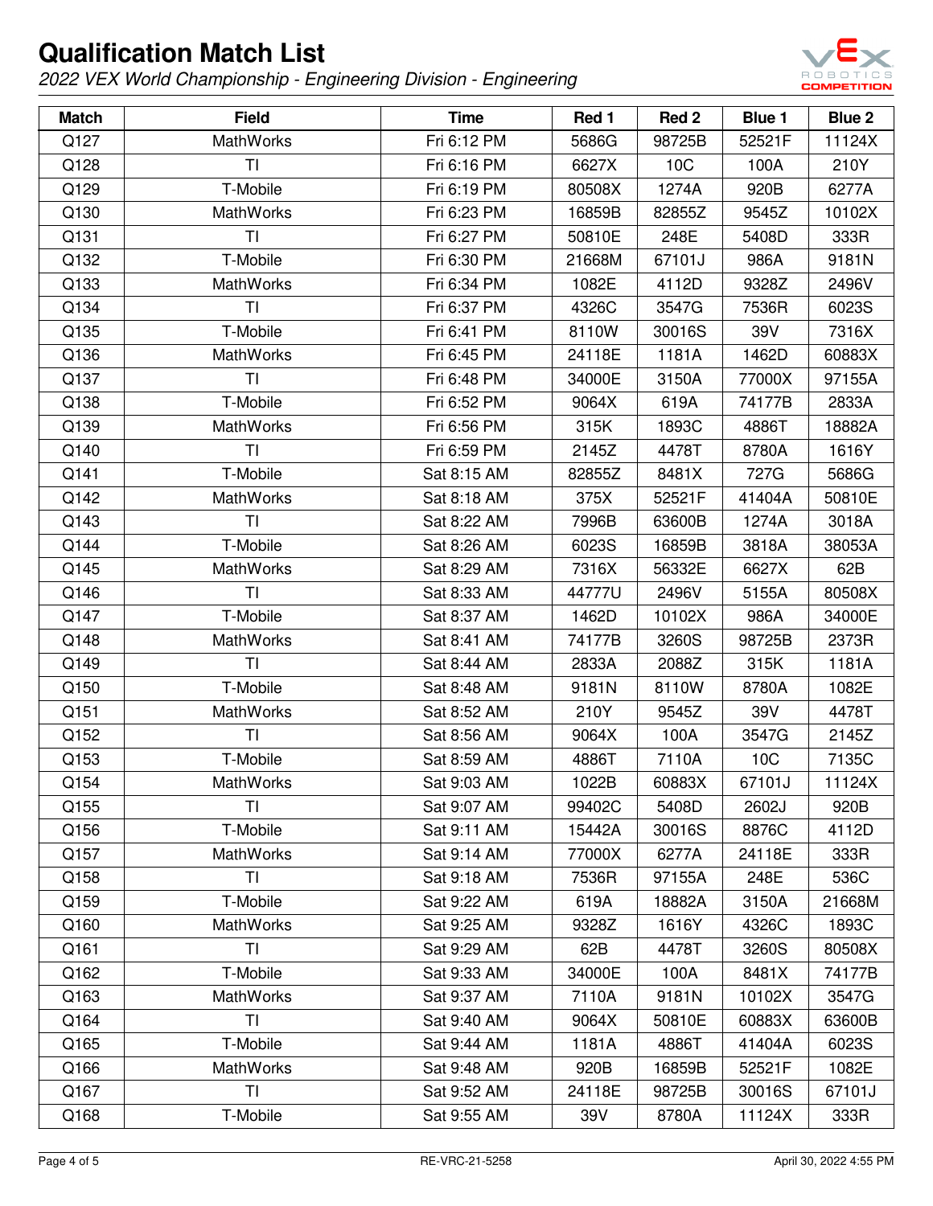# Qualification Match List

*2022 VEX World Championship - Engineering Division - Engineering*

| Match | Field | Time | Red 1 | Red 2 | Blue 1 | Blue 2 |
|---|---|---|---|---|---|---|
| Q127 | MathWorks | Fri 6:12 PM | 5686G | 98725B | 52521F | 11124X |
| Q128 | TI | Fri 6:16 PM | 6627X | 10C | 100A | 210Y |
| Q129 | T-Mobile | Fri 6:19 PM | 80508X | 1274A | 920B | 6277A |
| Q130 | MathWorks | Fri 6:23 PM | 16859B | 82855Z | 9545Z | 10102X |
| Q131 | TI | Fri 6:27 PM | 50810E | 248E | 5408D | 333R |
| Q132 | T-Mobile | Fri 6:30 PM | 21668M | 67101J | 986A | 9181N |
| Q133 | MathWorks | Fri 6:34 PM | 1082E | 4112D | 9328Z | 2496V |
| Q134 | TI | Fri 6:37 PM | 4326C | 3547G | 7536R | 6023S |
| Q135 | T-Mobile | Fri 6:41 PM | 8110W | 30016S | 39V | 7316X |
| Q136 | MathWorks | Fri 6:45 PM | 24118E | 1181A | 1462D | 60883X |
| Q137 | TI | Fri 6:48 PM | 34000E | 3150A | 77000X | 97155A |
| Q138 | T-Mobile | Fri 6:52 PM | 9064X | 619A | 74177B | 2833A |
| Q139 | MathWorks | Fri 6:56 PM | 315K | 1893C | 4886T | 18882A |
| Q140 | TI | Fri 6:59 PM | 2145Z | 4478T | 8780A | 1616Y |
| Q141 | T-Mobile | Sat 8:15 AM | 82855Z | 8481X | 727G | 5686G |
| Q142 | MathWorks | Sat 8:18 AM | 375X | 52521F | 41404A | 50810E |
| Q143 | TI | Sat 8:22 AM | 7996B | 63600B | 1274A | 3018A |
| Q144 | T-Mobile | Sat 8:26 AM | 6023S | 16859B | 3818A | 38053A |
| Q145 | MathWorks | Sat 8:29 AM | 7316X | 56332E | 6627X | 62B |
| Q146 | TI | Sat 8:33 AM | 44777U | 2496V | 5155A | 80508X |
| Q147 | T-Mobile | Sat 8:37 AM | 1462D | 10102X | 986A | 34000E |
| Q148 | MathWorks | Sat 8:41 AM | 74177B | 3260S | 98725B | 2373R |
| Q149 | TI | Sat 8:44 AM | 2833A | 2088Z | 315K | 1181A |
| Q150 | T-Mobile | Sat 8:48 AM | 9181N | 8110W | 8780A | 1082E |
| Q151 | MathWorks | Sat 8:52 AM | 210Y | 9545Z | 39V | 4478T |
| Q152 | TI | Sat 8:56 AM | 9064X | 100A | 3547G | 2145Z |
| Q153 | T-Mobile | Sat 8:59 AM | 4886T | 7110A | 10C | 7135C |
| Q154 | MathWorks | Sat 9:03 AM | 1022B | 60883X | 67101J | 11124X |
| Q155 | TI | Sat 9:07 AM | 99402C | 5408D | 2602J | 920B |
| Q156 | T-Mobile | Sat 9:11 AM | 15442A | 30016S | 8876C | 4112D |
| Q157 | MathWorks | Sat 9:14 AM | 77000X | 6277A | 24118E | 333R |
| Q158 | TI | Sat 9:18 AM | 7536R | 97155A | 248E | 536C |
| Q159 | T-Mobile | Sat 9:22 AM | 619A | 18882A | 3150A | 21668M |
| Q160 | MathWorks | Sat 9:25 AM | 9328Z | 1616Y | 4326C | 1893C |
| Q161 | TI | Sat 9:29 AM | 62B | 4478T | 3260S | 80508X |
| Q162 | T-Mobile | Sat 9:33 AM | 34000E | 100A | 8481X | 74177B |
| Q163 | MathWorks | Sat 9:37 AM | 7110A | 9181N | 10102X | 3547G |
| Q164 | TI | Sat 9:40 AM | 9064X | 50810E | 60883X | 63600B |
| Q165 | T-Mobile | Sat 9:44 AM | 1181A | 4886T | 41404A | 6023S |
| Q166 | MathWorks | Sat 9:48 AM | 920B | 16859B | 52521F | 1082E |
| Q167 | TI | Sat 9:52 AM | 24118E | 98725B | 30016S | 67101J |
| Q168 | T-Mobile | Sat 9:55 AM | 39V | 8780A | 11124X | 333R |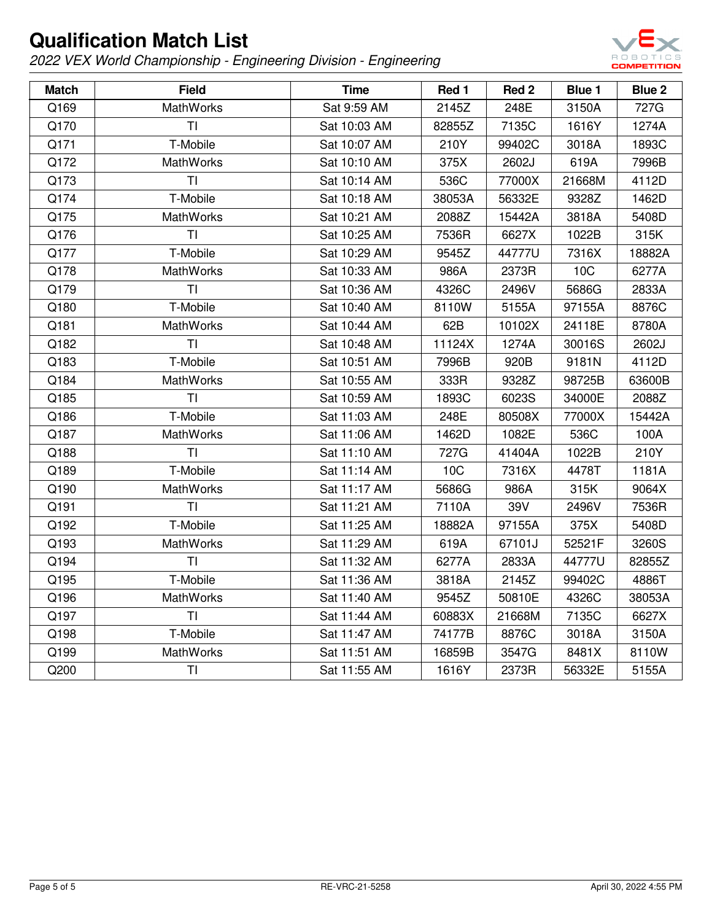# Qualification Match List

*2022 VEX World Championship - Engineering Division - Engineering*

| Match | Field | Time | Red 1 | Red 2 | Blue 1 | Blue 2 |
|---|---|---|---|---|---|---|
| Q169 | MathWorks | Sat 9:59 AM | 2145Z | 248E | 3150A | 727G |
| Q170 | TI | Sat 10:03 AM | 82855Z | 7135C | 1616Y | 1274A |
| Q171 | T-Mobile | Sat 10:07 AM | 210Y | 99402C | 3018A | 1893C |
| Q172 | MathWorks | Sat 10:10 AM | 375X | 2602J | 619A | 7996B |
| Q173 | TI | Sat 10:14 AM | 536C | 77000X | 21668M | 4112D |
| Q174 | T-Mobile | Sat 10:18 AM | 38053A | 56332E | 9328Z | 1462D |
| Q175 | MathWorks | Sat 10:21 AM | 2088Z | 15442A | 3818A | 5408D |
| Q176 | TI | Sat 10:25 AM | 7536R | 6627X | 1022B | 315K |
| Q177 | T-Mobile | Sat 10:29 AM | 9545Z | 44777U | 7316X | 18882A |
| Q178 | MathWorks | Sat 10:33 AM | 986A | 2373R | 10C | 6277A |
| Q179 | TI | Sat 10:36 AM | 4326C | 2496V | 5686G | 2833A |
| Q180 | T-Mobile | Sat 10:40 AM | 8110W | 5155A | 97155A | 8876C |
| Q181 | MathWorks | Sat 10:44 AM | 62B | 10102X | 24118E | 8780A |
| Q182 | TI | Sat 10:48 AM | 11124X | 1274A | 30016S | 2602J |
| Q183 | T-Mobile | Sat 10:51 AM | 7996B | 920B | 9181N | 4112D |
| Q184 | MathWorks | Sat 10:55 AM | 333R | 9328Z | 98725B | 63600B |
| Q185 | TI | Sat 10:59 AM | 1893C | 6023S | 34000E | 2088Z |
| Q186 | T-Mobile | Sat 11:03 AM | 248E | 80508X | 77000X | 15442A |
| Q187 | MathWorks | Sat 11:06 AM | 1462D | 1082E | 536C | 100A |
| Q188 | TI | Sat 11:10 AM | 727G | 41404A | 1022B | 210Y |
| Q189 | T-Mobile | Sat 11:14 AM | 10C | 7316X | 4478T | 1181A |
| Q190 | MathWorks | Sat 11:17 AM | 5686G | 986A | 315K | 9064X |
| Q191 | TI | Sat 11:21 AM | 7110A | 39V | 2496V | 7536R |
| Q192 | T-Mobile | Sat 11:25 AM | 18882A | 97155A | 375X | 5408D |
| Q193 | MathWorks | Sat 11:29 AM | 619A | 67101J | 52521F | 3260S |
| Q194 | TI | Sat 11:32 AM | 6277A | 2833A | 44777U | 82855Z |
| Q195 | T-Mobile | Sat 11:36 AM | 3818A | 2145Z | 99402C | 4886T |
| Q196 | MathWorks | Sat 11:40 AM | 9545Z | 50810E | 4326C | 38053A |
| Q197 | TI | Sat 11:44 AM | 60883X | 21668M | 7135C | 6627X |
| Q198 | T-Mobile | Sat 11:47 AM | 74177B | 8876C | 3018A | 3150A |
| Q199 | MathWorks | Sat 11:51 AM | 16859B | 3547G | 8481X | 8110W |
| Q200 | TI | Sat 11:55 AM | 1616Y | 2373R | 56332E | 5155A |

RE-VRC-21-5258

April 30, 2022 4:55 PM